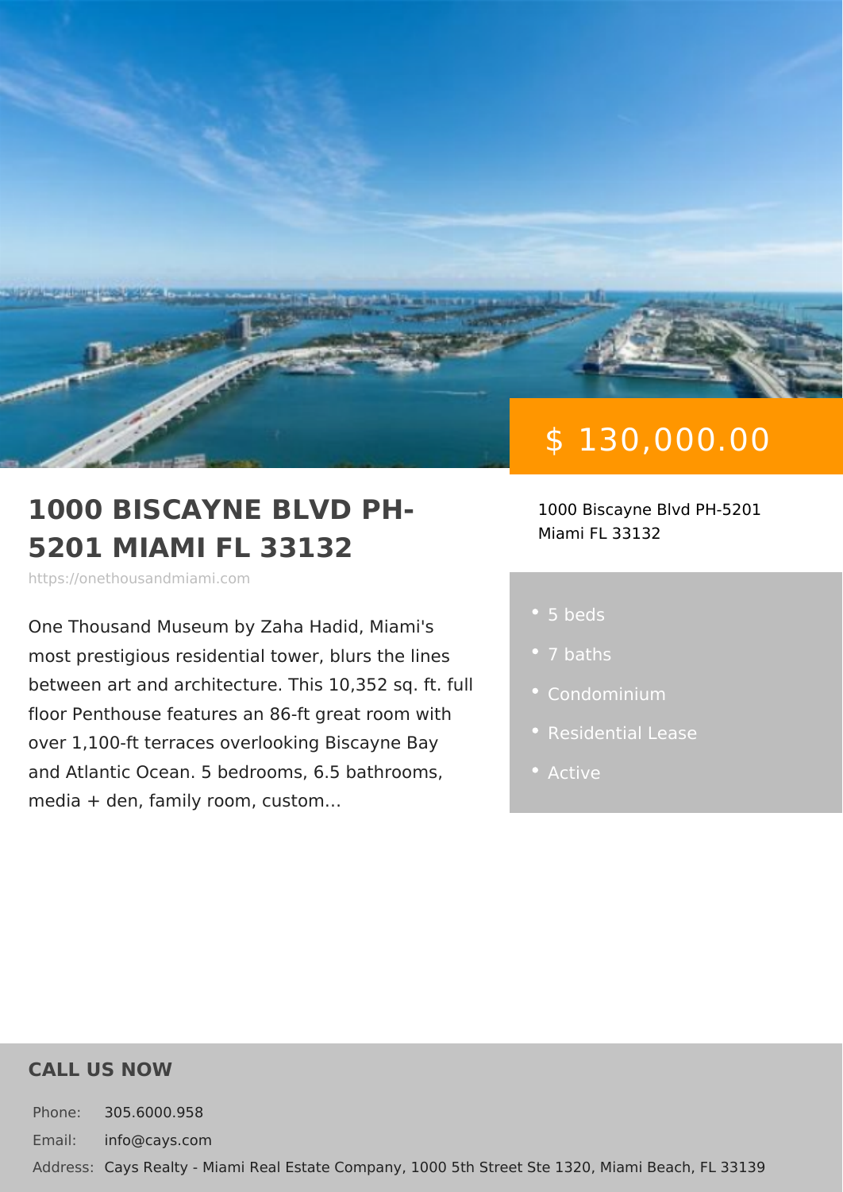$ 130,000.00

# 1000 BISCAYNE BLVD PH-5201 MIAMI FL 33132

https://onethousandmiami.com

One Thousand Museum by Zaha Hadid, Miami's most prestigious residential tower, blurs the lines between art and architecture. This 10,352 sq. ft. full floor Penthouse features an 86-ft great room with over 1,100-ft terraces overlooking Biscayne Bay and Atlantic Ocean. 5 bedrooms, 6.5 bathrooms, media + den, family room, custom...

1000 Biscayne Blvd PH-5201
Miami FL 33132

- 5 beds
- 7 baths
- Condominium
- Residential Lease
- Active

## CALL US NOW

Phone: 305.6000.958

Email: info@cays.com

Address: Cays Realty - Miami Real Estate Company, 1000 5th Street Ste 1320, Miami Beach, FL 33139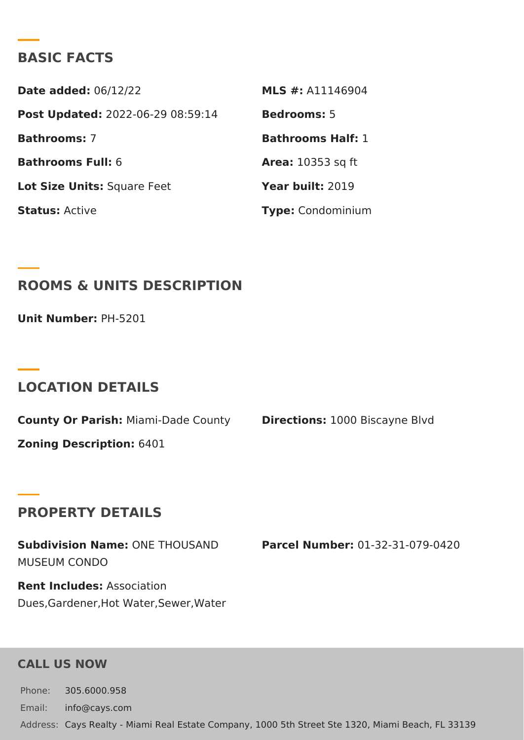## BASIC FACTS

**Date added:** 06/12/22

**MLS #:** A11146904

**Post Updated:** 2022-06-29 08:59:14

**Bedrooms:** 5

**Bathrooms:** 7

**Bathrooms Half:** 1

**Bathrooms Full:** 6

**Area:** 10353 sq ft

**Lot Size Units:** Square Feet

**Year built:** 2019

**Status:** Active

**Type:** Condominium

## ROOMS & UNITS DESCRIPTION

**Unit Number:** PH-5201

## LOCATION DETAILS

**County Or Parish:** Miami-Dade County

**Directions:** 1000 Biscayne Blvd

**Zoning Description:** 6401

## PROPERTY DETAILS

**Subdivision Name:** ONE THOUSAND MUSEUM CONDO

**Parcel Number:** 01-32-31-079-0420

**Rent Includes:** Association Dues,Gardener,Hot Water,Sewer,Water

## CALL US NOW

Phone: 305.6000.958

Email: info@cays.com

Address: Cays Realty - Miami Real Estate Company, 1000 5th Street Ste 1320, Miami Beach, FL 33139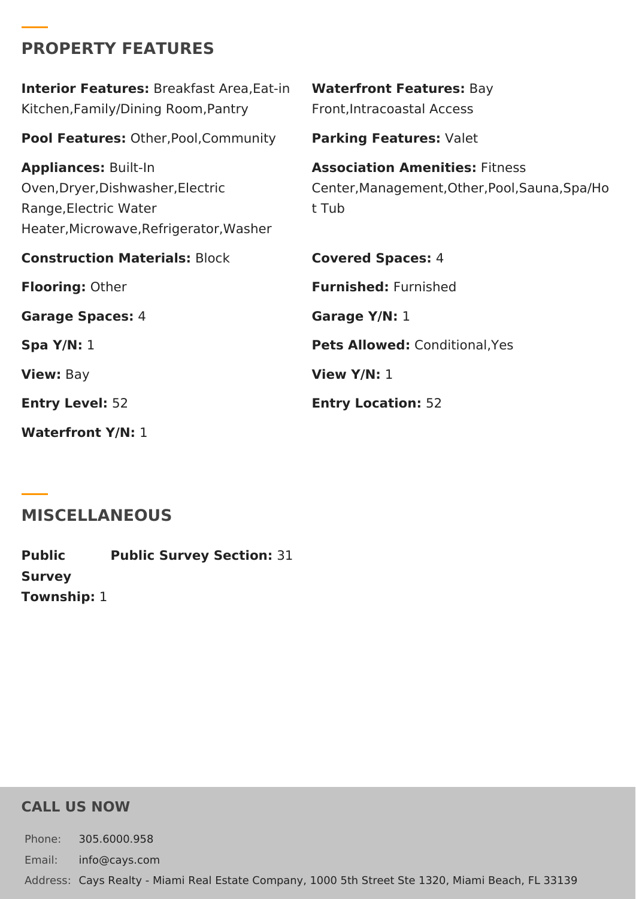## PROPERTY FEATURES

**Interior Features:** Breakfast Area,Eat-in Kitchen,Family/Dining Room,Pantry

**Waterfront Features:** Bay Front,Intracoastal Access

**Pool Features:** Other,Pool,Community

**Parking Features:** Valet

**Appliances:** Built-In Oven,Dryer,Dishwasher,Electric Range,Electric Water Heater,Microwave,Refrigerator,Washer

**Association Amenities:** Fitness Center,Management,Other,Pool,Sauna,Spa/Hot Tub

**Construction Materials:** Block

**Covered Spaces:** 4

**Flooring:** Other

**Furnished:** Furnished

**Garage Spaces:** 4

**Garage Y/N:** 1

**Spa Y/N:** 1

**Pets Allowed:** Conditional,Yes

**View:** Bay

**View Y/N:** 1

**Entry Level:** 52

**Entry Location:** 52

**Waterfront Y/N:** 1

## MISCELLANEOUS

**Public Survey Township:** 1

**Public Survey Section:** 31

## CALL US NOW

Phone: 305.6000.958

Email: info@cays.com

Address: Cays Realty - Miami Real Estate Company, 1000 5th Street Ste 1320, Miami Beach, FL 33139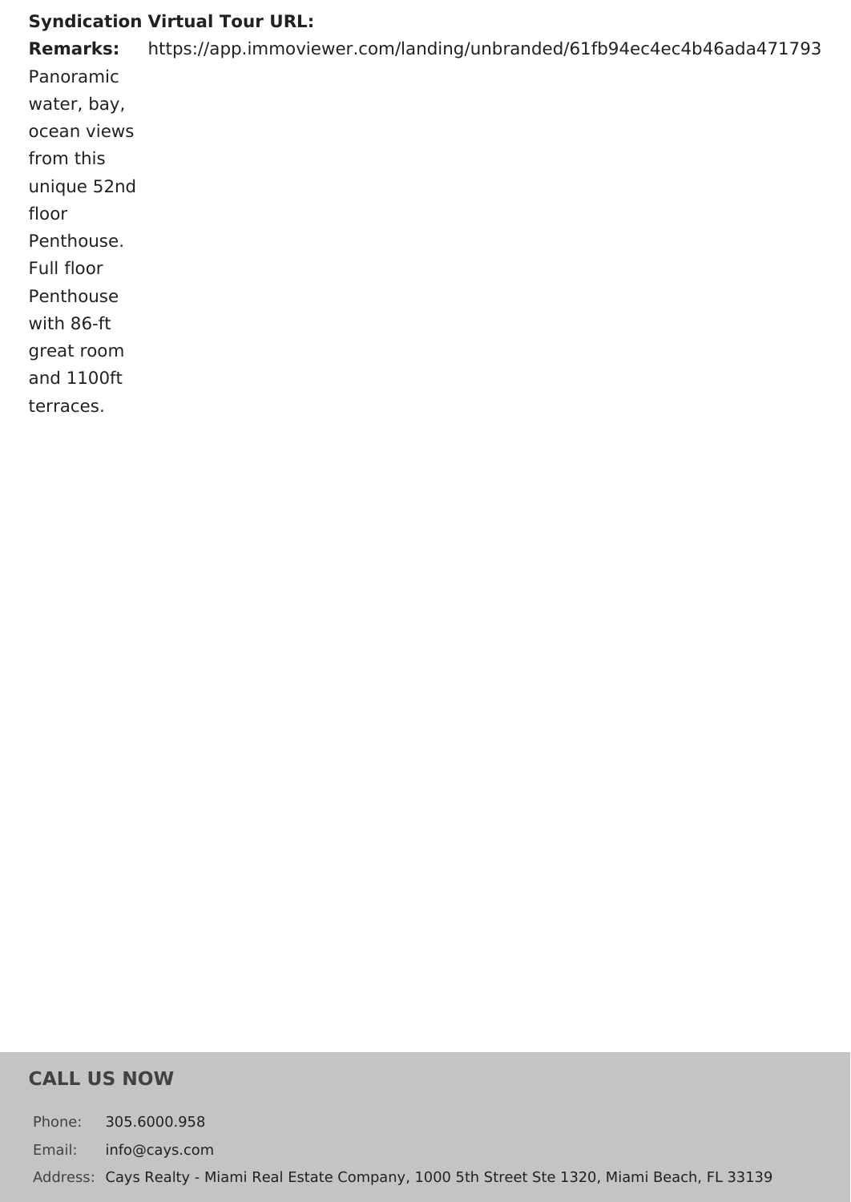**Syndication Virtual Tour URL:** https://app.immoviewer.com/landing/unbranded/61fb94ec4ec4b46ada471793

**Remarks:** Panoramic water, bay, ocean views from this unique 52nd floor Penthouse. Full floor Penthouse with 86-ft great room and 1100ft terraces.

## CALL US NOW

| | |
|---|---|
| Phone: | 305.6000.958 |
| Email: | info@cays.com |
| Address: | Cays Realty - Miami Real Estate Company, 1000 5th Street Ste 1320, Miami Beach, FL 33139 |